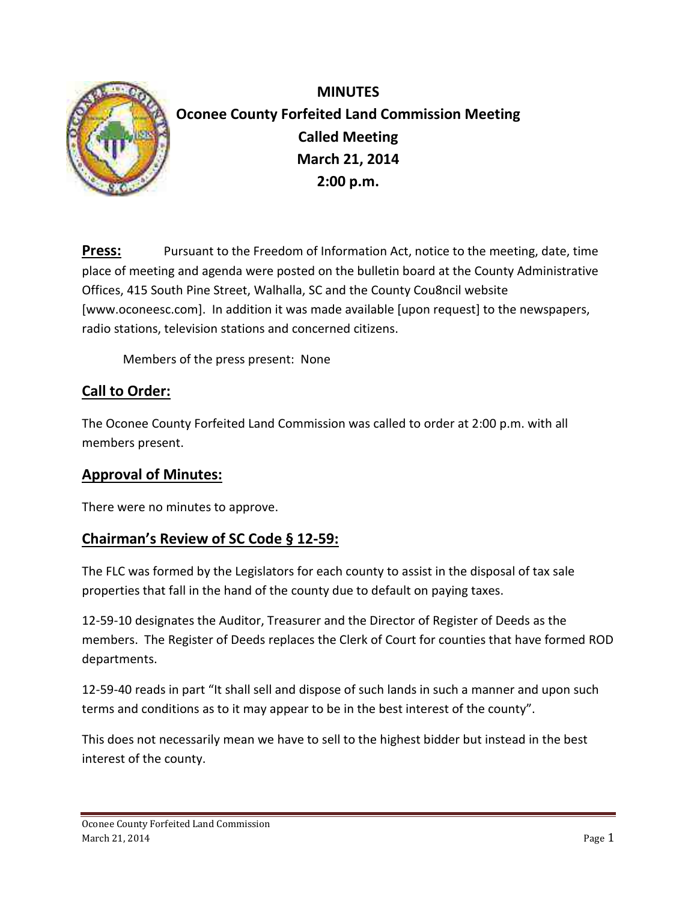# MINUTES

## Oconee County Forfeited Land Commission Meeting

## Called Meeting

## March 21, 2014

## 2:00 p.m.

**Press:** Pursuant to the Freedom of Information Act, notice to the meeting, date, time place of meeting and agenda were posted on the bulletin board at the County Administrative Offices, 415 South Pine Street, Walhalla, SC and the County Cou8ncil website [www.oconeesc.com]. In addition it was made available [upon request] to the newspapers, radio stations, television stations and concerned citizens.

Members of the press present: None

## Call to Order:

The Oconee County Forfeited Land Commission was called to order at 2:00 p.m. with all members present.

## Approval of Minutes:

There were no minutes to approve.

## Chairman's Review of SC Code § 12-59:

The FLC was formed by the Legislators for each county to assist in the disposal of tax sale properties that fall in the hand of the county due to default on paying taxes.

12-59-10 designates the Auditor, Treasurer and the Director of Register of Deeds as the members. The Register of Deeds replaces the Clerk of Court for counties that have formed ROD departments.

12-59-40 reads in part "It shall sell and dispose of such lands in such a manner and upon such terms and conditions as to it may appear to be in the best interest of the county".

This does not necessarily mean we have to sell to the highest bidder but instead in the best interest of the county.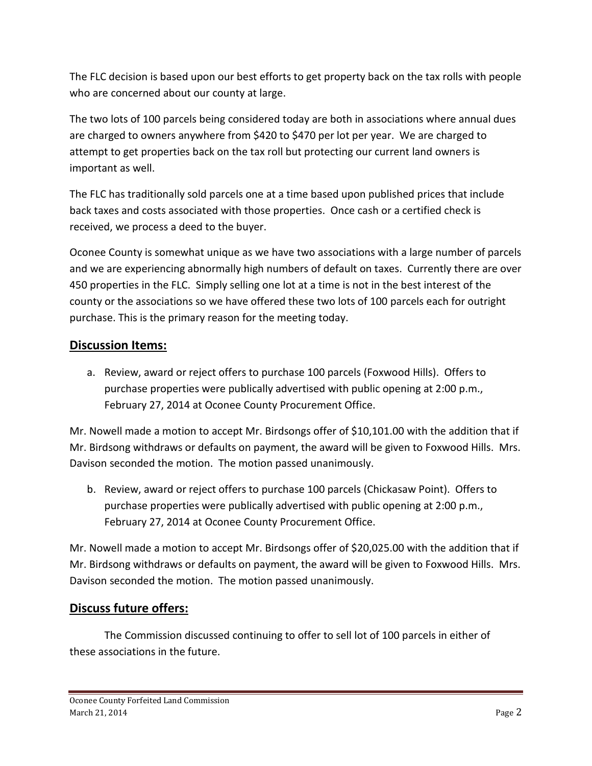The FLC decision is based upon our best efforts to get property back on the tax rolls with people who are concerned about our county at large.

The two lots of 100 parcels being considered today are both in associations where annual dues are charged to owners anywhere from $420 to $470 per lot per year. We are charged to attempt to get properties back on the tax roll but protecting our current land owners is important as well.

The FLC has traditionally sold parcels one at a time based upon published prices that include back taxes and costs associated with those properties. Once cash or a certified check is received, we process a deed to the buyer.

Oconee County is somewhat unique as we have two associations with a large number of parcels and we are experiencing abnormally high numbers of default on taxes. Currently there are over 450 properties in the FLC. Simply selling one lot at a time is not in the best interest of the county or the associations so we have offered these two lots of 100 parcels each for outright purchase. This is the primary reason for the meeting today.

## Discussion Items:

a. Review, award or reject offers to purchase 100 parcels (Foxwood Hills). Offers to purchase properties were publically advertised with public opening at 2:00 p.m., February 27, 2014 at Oconee County Procurement Office.

Mr. Nowell made a motion to accept Mr. Birdsongs offer of $10,101.00 with the addition that if Mr. Birdsong withdraws or defaults on payment, the award will be given to Foxwood Hills. Mrs. Davison seconded the motion. The motion passed unanimously.

b. Review, award or reject offers to purchase 100 parcels (Chickasaw Point). Offers to purchase properties were publically advertised with public opening at 2:00 p.m., February 27, 2014 at Oconee County Procurement Office.

Mr. Nowell made a motion to accept Mr. Birdsongs offer of $20,025.00 with the addition that if Mr. Birdsong withdraws or defaults on payment, the award will be given to Foxwood Hills. Mrs. Davison seconded the motion. The motion passed unanimously.

## Discuss future offers:

The Commission discussed continuing to offer to sell lot of 100 parcels in either of these associations in the future.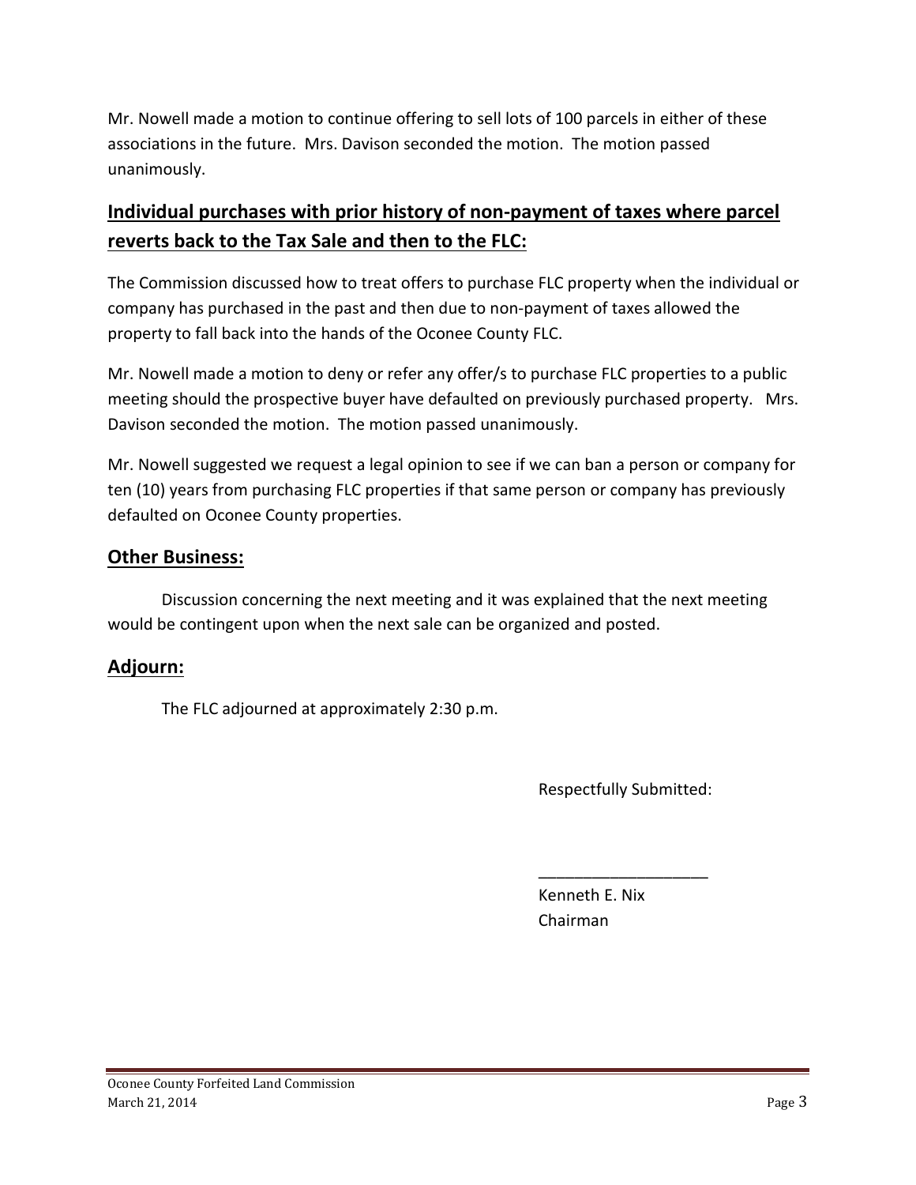Mr. Nowell made a motion to continue offering to sell lots of 100 parcels in either of these associations in the future. Mrs. Davison seconded the motion. The motion passed unanimously.

## Individual purchases with prior history of non-payment of taxes where parcel reverts back to the Tax Sale and then to the FLC:

The Commission discussed how to treat offers to purchase FLC property when the individual or company has purchased in the past and then due to non-payment of taxes allowed the property to fall back into the hands of the Oconee County FLC.

Mr. Nowell made a motion to deny or refer any offer/s to purchase FLC properties to a public meeting should the prospective buyer have defaulted on previously purchased property. Mrs. Davison seconded the motion. The motion passed unanimously.

Mr. Nowell suggested we request a legal opinion to see if we can ban a person or company for ten (10) years from purchasing FLC properties if that same person or company has previously defaulted on Oconee County properties.

## Other Business:

Discussion concerning the next meeting and it was explained that the next meeting would be contingent upon when the next sale can be organized and posted.

## Adjourn:

The FLC adjourned at approximately 2:30 p.m.

Respectfully Submitted:

___________________

Kenneth E. Nix
Chairman